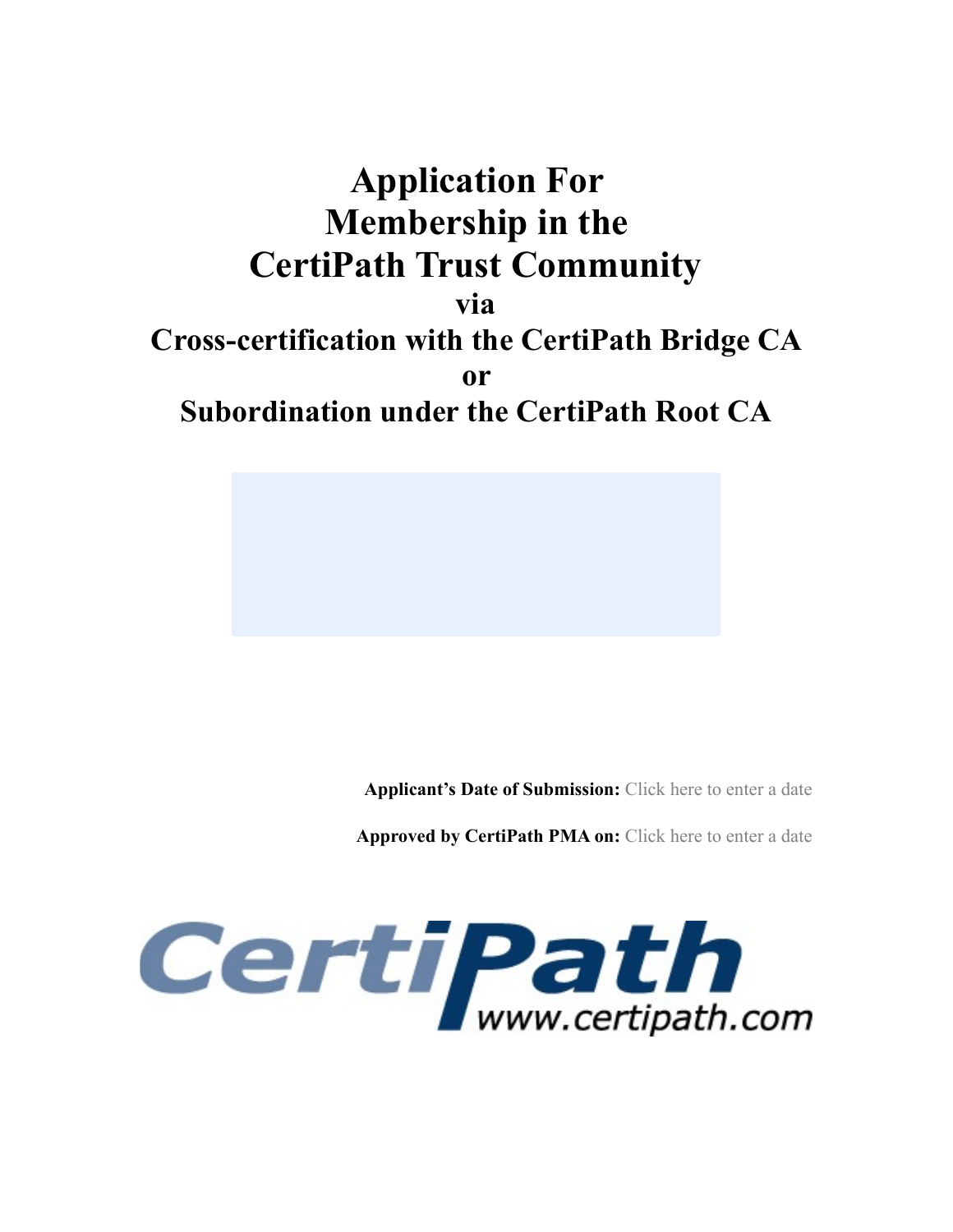# Application For Membership in the CertiPath Trust Community

**via**

**Cross-certification with the CertiPath Bridge CA**

**or**

**Subordination under the CertiPath Root CA**

**Applicant's Date of Submission:** Click here to enter a date

**Approved by CertiPath PMA on:** Click here to enter a date

CertiPath
www.certipath.com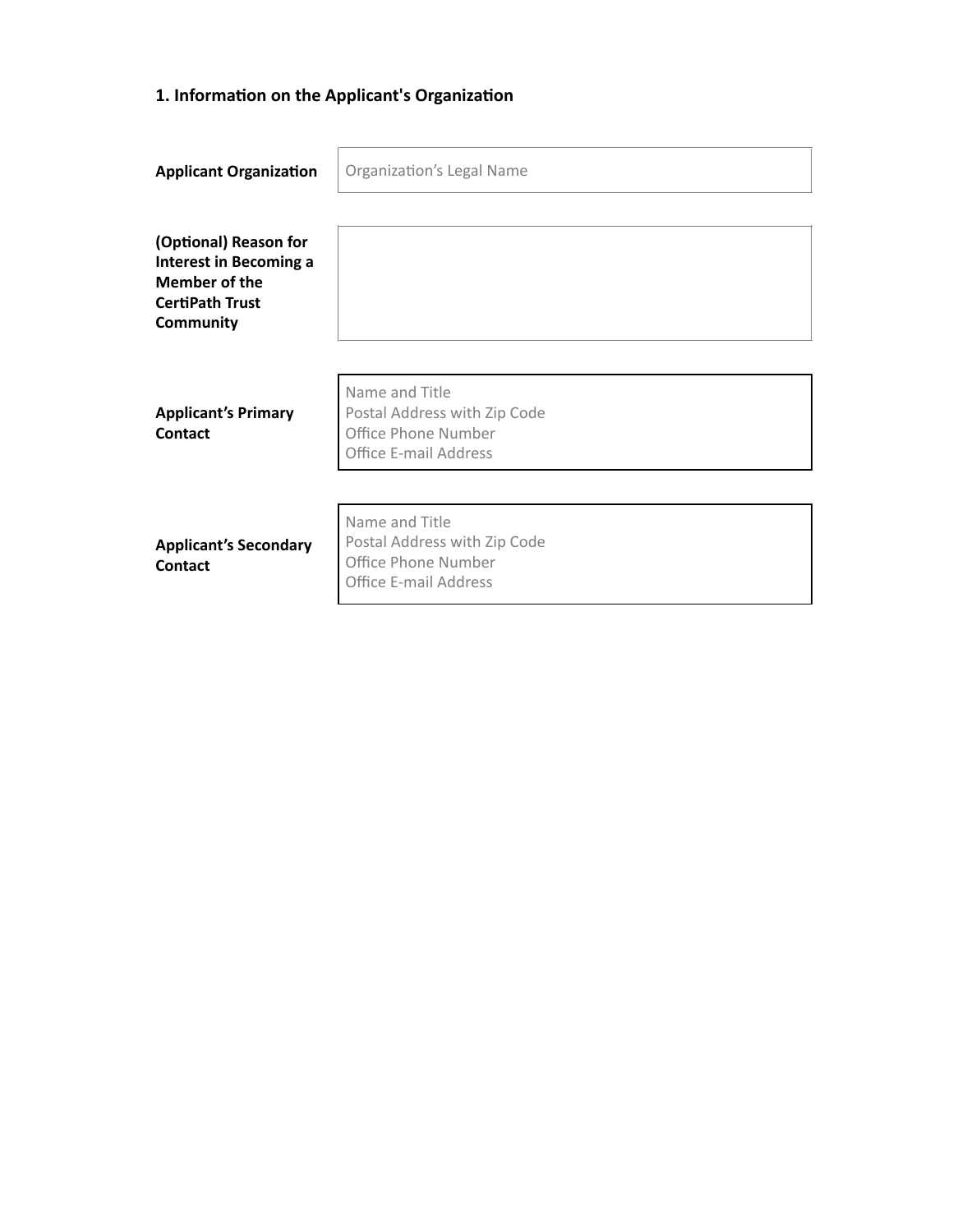## 1. Information on the Applicant's Organization

| | |
|---|---|
| **Applicant Organization** | Organization's Legal Name |
| **(Optional) Reason for Interest in Becoming a Member of the CertiPath Trust Community** | |
| **Applicant's Primary Contact** | Name and Title<br>Postal Address with Zip Code<br>Office Phone Number<br>Office E-mail Address |
| **Applicant's Secondary Contact** | Name and Title<br>Postal Address with Zip Code<br>Office Phone Number<br>Office E-mail Address |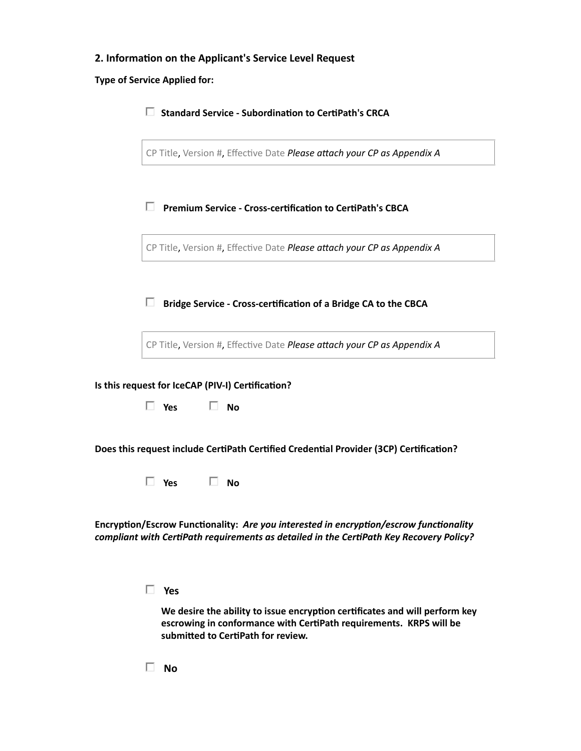## 2. Information on the Applicant's Service Level Request

**Type of Service Applied for:**

☐ **Standard Service - Subordination to CertiPath's CRCA**

CP Title, Version #, Effective Date *Please attach your CP as Appendix A*

☐ **Premium Service - Cross-certification to CertiPath's CBCA**

CP Title, Version #, Effective Date *Please attach your CP as Appendix A*

☐ **Bridge Service - Cross-certification of a Bridge CA to the CBCA**

CP Title, Version #, Effective Date *Please attach your CP as Appendix A*

**Is this request for IceCAP (PIV-I) Certification?**

☐ **Yes** ☐ **No**

**Does this request include CertiPath Certified Credential Provider (3CP) Certification?**

☐ **Yes** ☐ **No**

**Encryption/Escrow Functionality:** ***Are you interested in encryption/escrow functionality compliant with CertiPath requirements as detailed in the CertiPath Key Recovery Policy?***

☐ **Yes**

**We desire the ability to issue encryption certificates and will perform key escrowing in conformance with CertiPath requirements. KRPS will be submitted to CertiPath for review.**

☐ **No**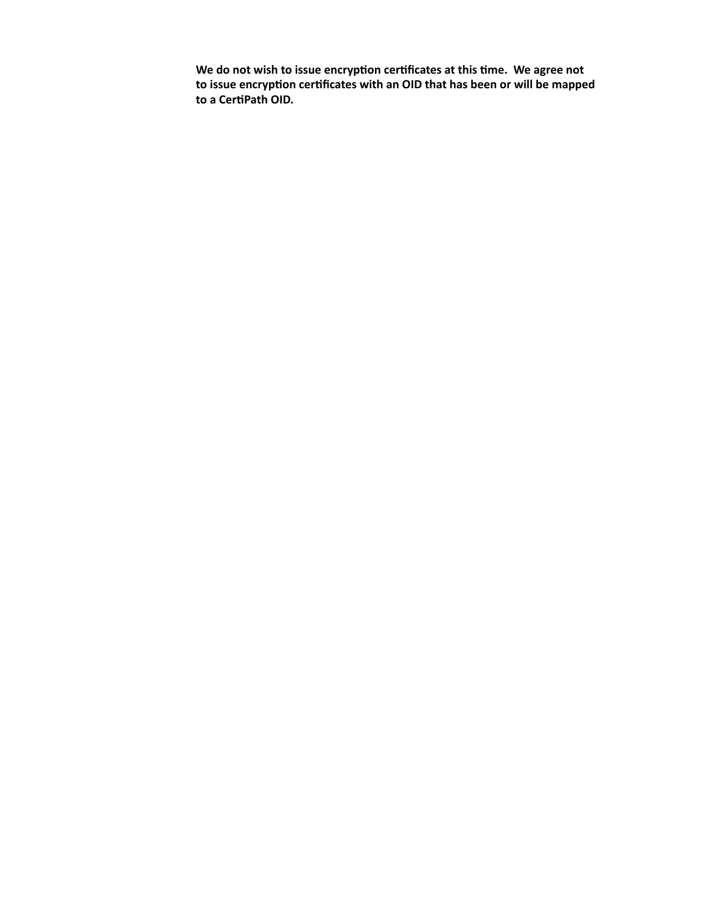**We do not wish to issue encryption certificates at this time. We agree not to issue encryption certificates with an OID that has been or will be mapped to a CertiPath OID.**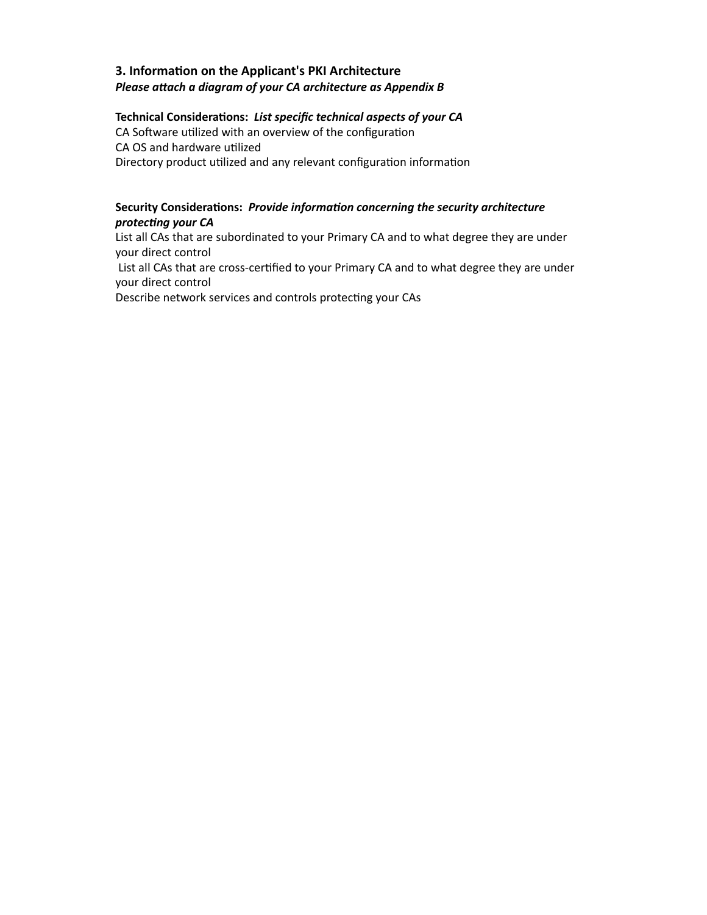### 3. Information on the Applicant's PKI Architecture

***Please attach a diagram of your CA architecture as Appendix B***

**Technical Considerations:** ***List specific technical aspects of your CA***

CA Software utilized with an overview of the configuration
CA OS and hardware utilized
Directory product utilized and any relevant configuration information

**Security Considerations:** ***Provide information concerning the security architecture protecting your CA***

List all CAs that are subordinated to your Primary CA and to what degree they are under your direct control
List all CAs that are cross-certified to your Primary CA and to what degree they are under your direct control
Describe network services and controls protecting your CAs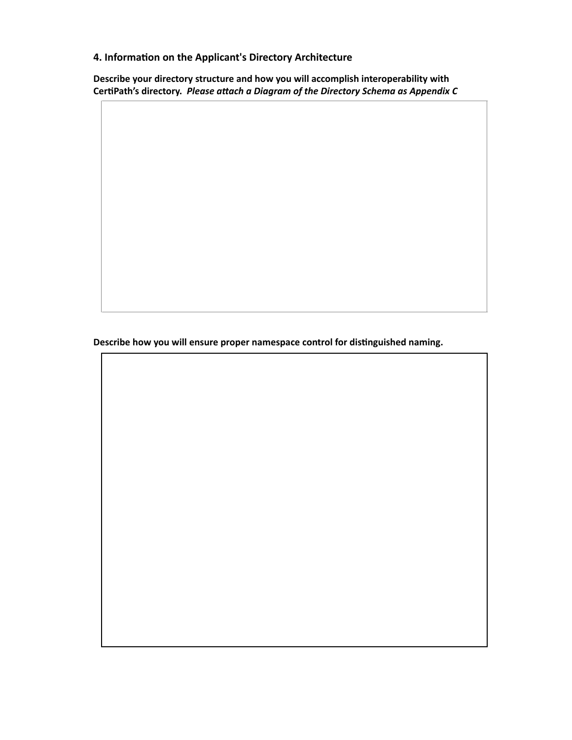## 4. Information on the Applicant's Directory Architecture

**Describe your directory structure and how you will accomplish interoperability with CertiPath's directory.** ***Please attach a Diagram of the Directory Schema as Appendix C***

**Describe how you will ensure proper namespace control for distinguished naming.**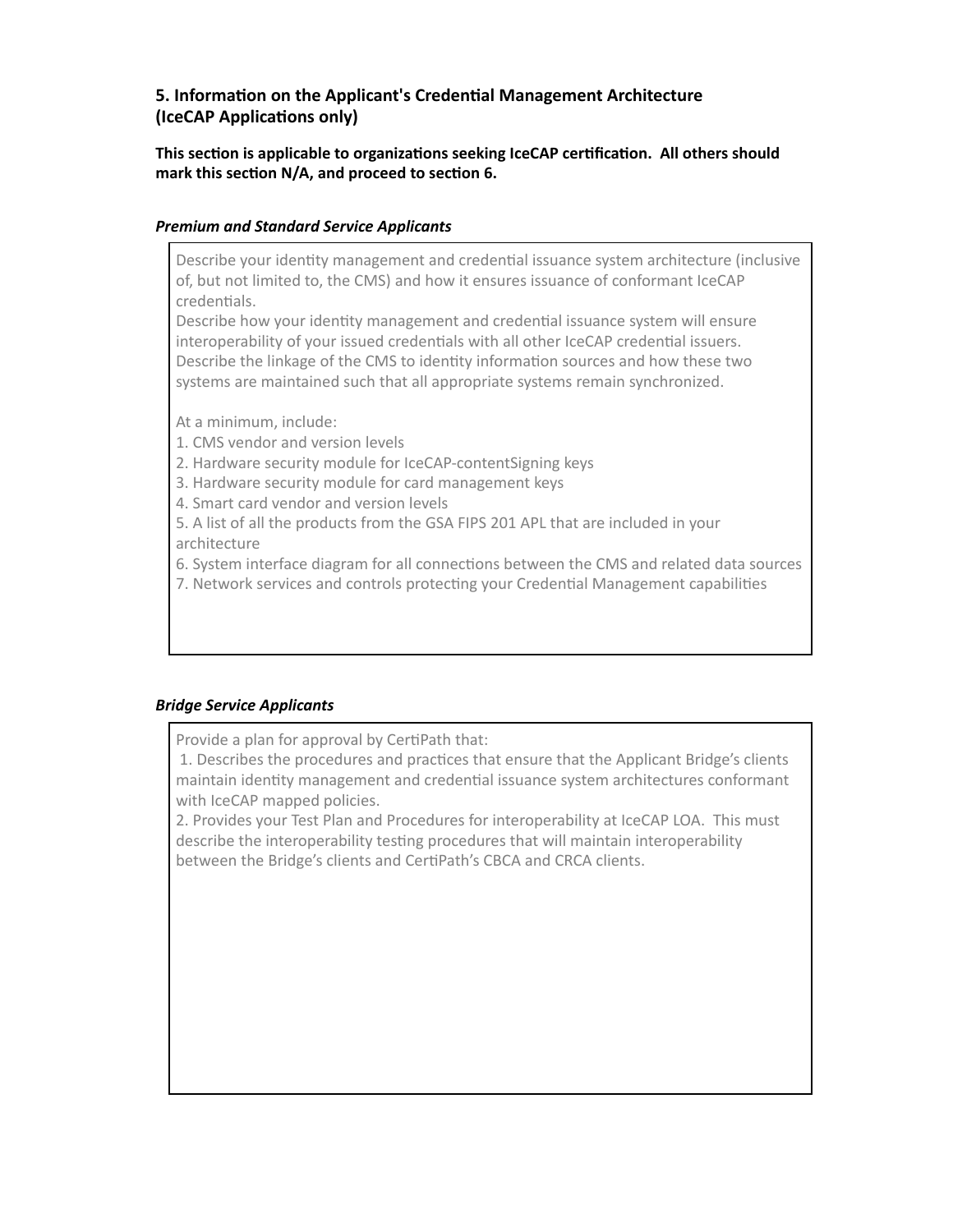## 5. Information on the Applicant's Credential Management Architecture (IceCAP Applications only)

**This section is applicable to organizations seeking IceCAP certification. All others should mark this section N/A, and proceed to section 6.**

***Premium and Standard Service Applicants***

Describe your identity management and credential issuance system architecture (inclusive of, but not limited to, the CMS) and how it ensures issuance of conformant IceCAP credentials.
Describe how your identity management and credential issuance system will ensure interoperability of your issued credentials with all other IceCAP credential issuers.
Describe the linkage of the CMS to identity information sources and how these two systems are maintained such that all appropriate systems remain synchronized.

At a minimum, include:
1. CMS vendor and version levels
2. Hardware security module for IceCAP-contentSigning keys
3. Hardware security module for card management keys
4. Smart card vendor and version levels
5. A list of all the products from the GSA FIPS 201 APL that are included in your architecture
6. System interface diagram for all connections between the CMS and related data sources
7. Network services and controls protecting your Credential Management capabilities

***Bridge Service Applicants***

Provide a plan for approval by CertiPath that:
1. Describes the procedures and practices that ensure that the Applicant Bridge's clients maintain identity management and credential issuance system architectures conformant with IceCAP mapped policies.
2. Provides your Test Plan and Procedures for interoperability at IceCAP LOA. This must describe the interoperability testing procedures that will maintain interoperability between the Bridge's clients and CertiPath's CBCA and CRCA clients.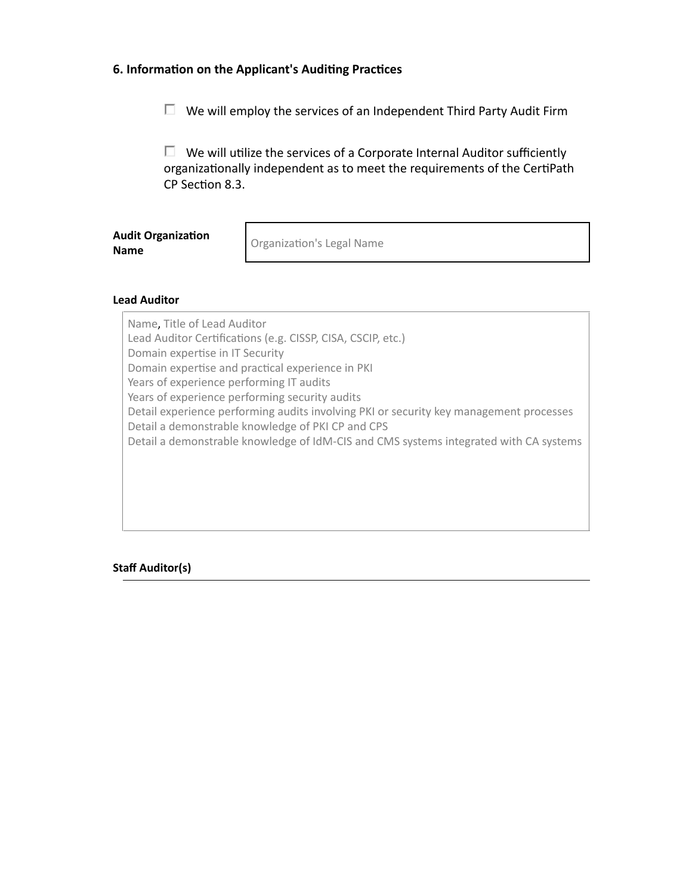## 6. Information on the Applicant's Auditing Practices

☐ We will employ the services of an Independent Third Party Audit Firm

☐ We will utilize the services of a Corporate Internal Auditor sufficiently organizationally independent as to meet the requirements of the CertiPath CP Section 8.3.

| **Audit Organization Name** | Organization's Legal Name |
|---|---|

**Lead Auditor**

Name, Title of Lead Auditor
Lead Auditor Certifications (e.g. CISSP, CISA, CSCIP, etc.)
Domain expertise in IT Security
Domain expertise and practical experience in PKI
Years of experience performing IT audits
Years of experience performing security audits
Detail experience performing audits involving PKI or security key management processes
Detail a demonstrable knowledge of PKI CP and CPS
Detail a demonstrable knowledge of IdM-CIS and CMS systems integrated with CA systems

**Staff Auditor(s)**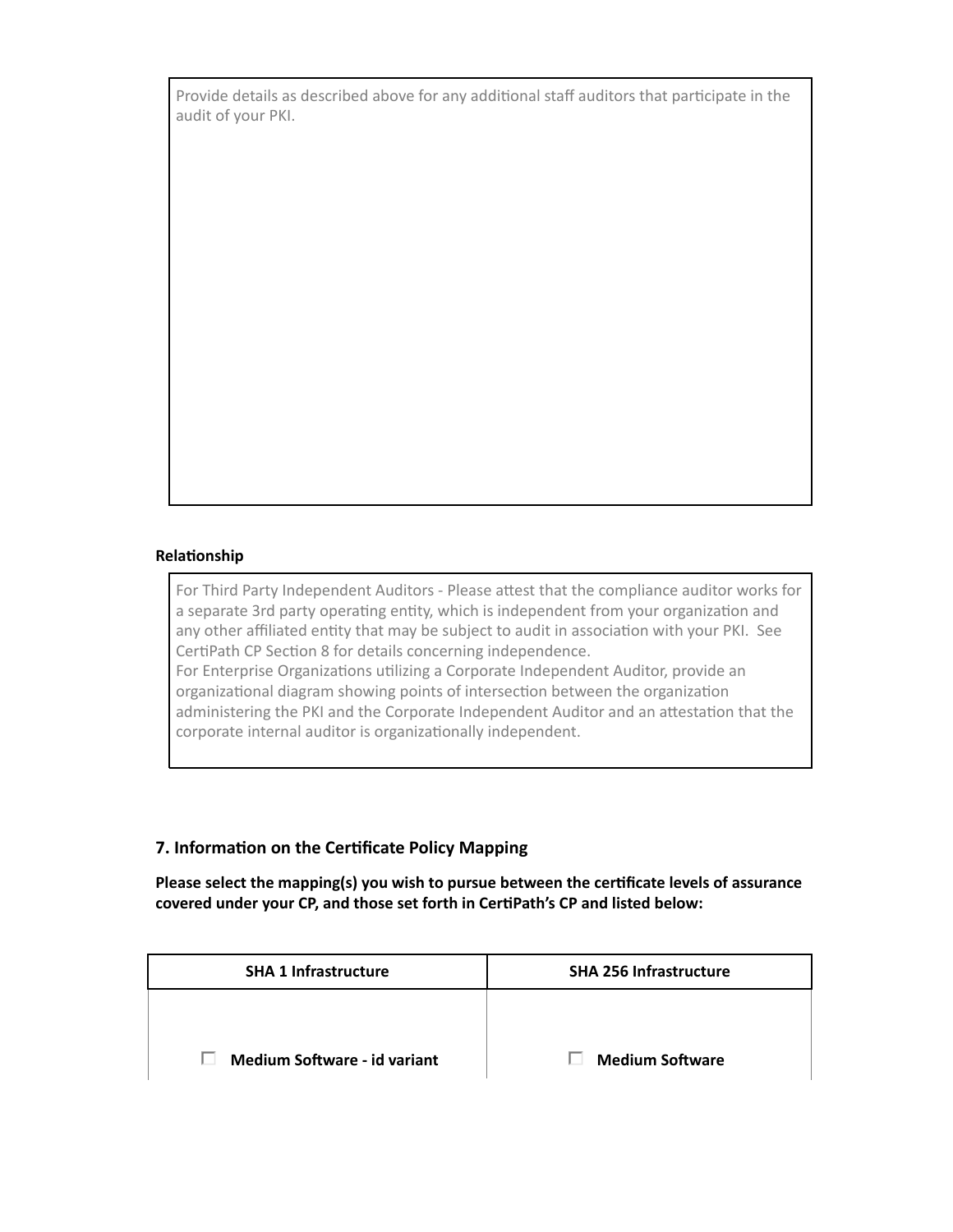Provide details as described above for any additional staff auditors that participate in the audit of your PKI.

**Relationship**

For Third Party Independent Auditors - Please attest that the compliance auditor works for a separate 3rd party operating entity, which is independent from your organization and any other affiliated entity that may be subject to audit in association with your PKI. See CertiPath CP Section 8 for details concerning independence.
For Enterprise Organizations utilizing a Corporate Independent Auditor, provide an organizational diagram showing points of intersection between the organization administering the PKI and the Corporate Independent Auditor and an attestation that the corporate internal auditor is organizationally independent.

## 7. Information on the Certificate Policy Mapping

**Please select the mapping(s) you wish to pursue between the certificate levels of assurance covered under your CP, and those set forth in CertiPath's CP and listed below:**

| SHA 1 Infrastructure | SHA 256 Infrastructure |
|---|---|
| ☐ **Medium Software - id variant** | ☐ **Medium Software** |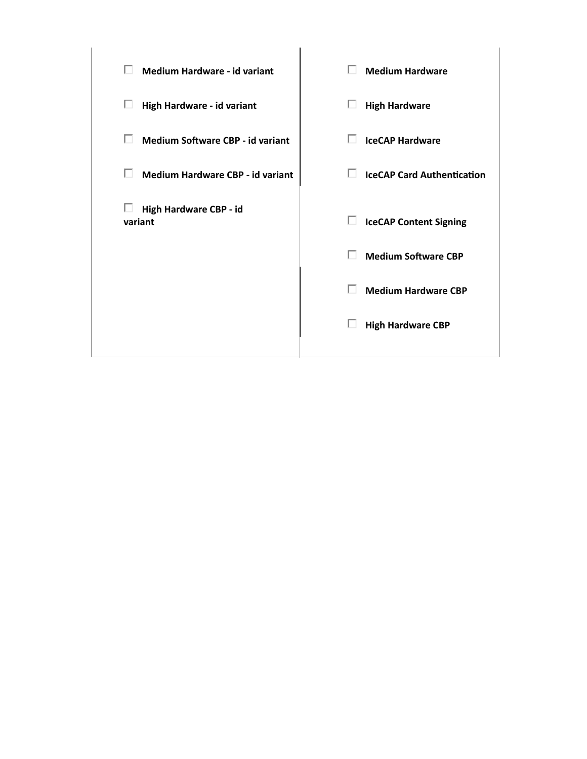| | |
|---|---|
| ☐ **Medium Hardware - id variant** | ☐ **Medium Hardware** |
| ☐ **High Hardware - id variant** | ☐ **High Hardware** |
| ☐ **Medium Software CBP - id variant** | ☐ **IceCAP Hardware** |
| ☐ **Medium Hardware CBP - id variant** | ☐ **IceCAP Card Authentication** |
| ☐ **High Hardware CBP - id variant** | ☐ **IceCAP Content Signing** |
| | ☐ **Medium Software CBP** |
| | ☐ **Medium Hardware CBP** |
| | ☐ **High Hardware CBP** |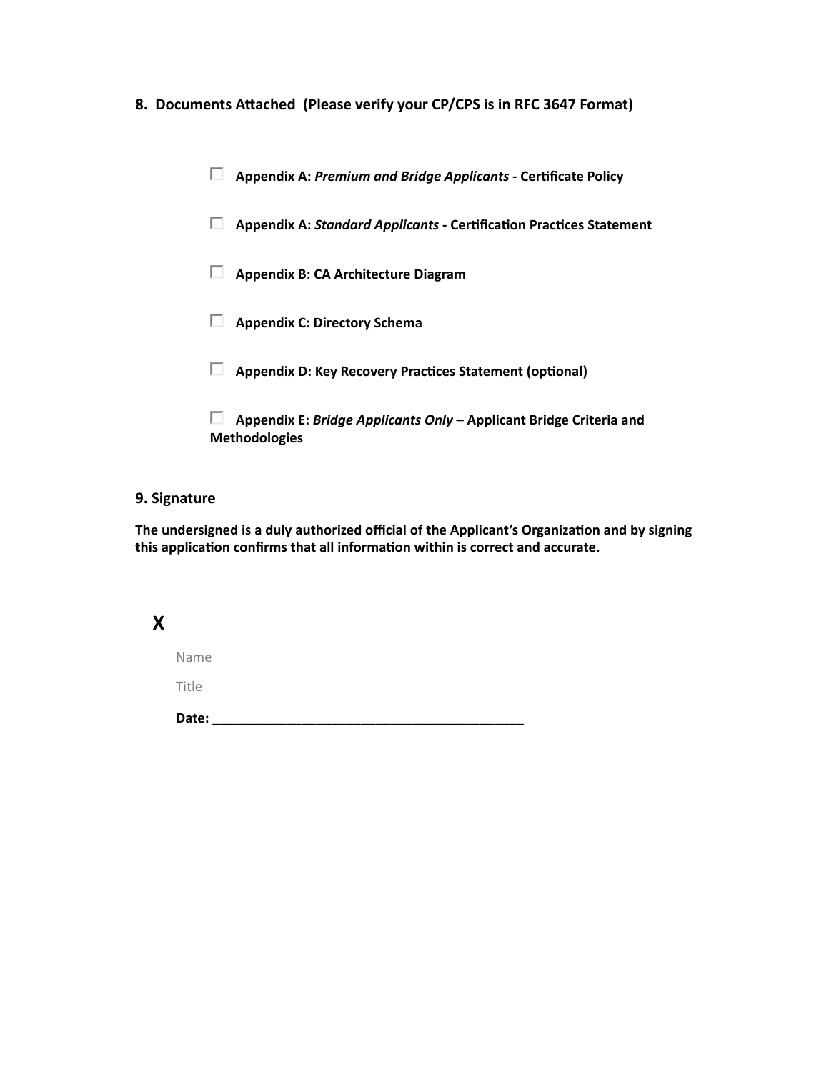## 8. Documents Attached (Please verify your CP/CPS is in RFC 3647 Format)

- ☐ **Appendix A: *Premium and Bridge Applicants* - Certificate Policy**
- ☐ **Appendix A: *Standard Applicants* - Certification Practices Statement**
- ☐ **Appendix B: CA Architecture Diagram**
- ☐ **Appendix C: Directory Schema**
- ☐ **Appendix D: Key Recovery Practices Statement (optional)**
- ☐ **Appendix E: *Bridge Applicants Only* – Applicant Bridge Criteria and Methodologies**

## 9. Signature

**The undersigned is a duly authorized official of the Applicant's Organization and by signing this application confirms that all information within is correct and accurate.**

**X** ______________________________________________

Name

Title

**Date: ___________________________________________**